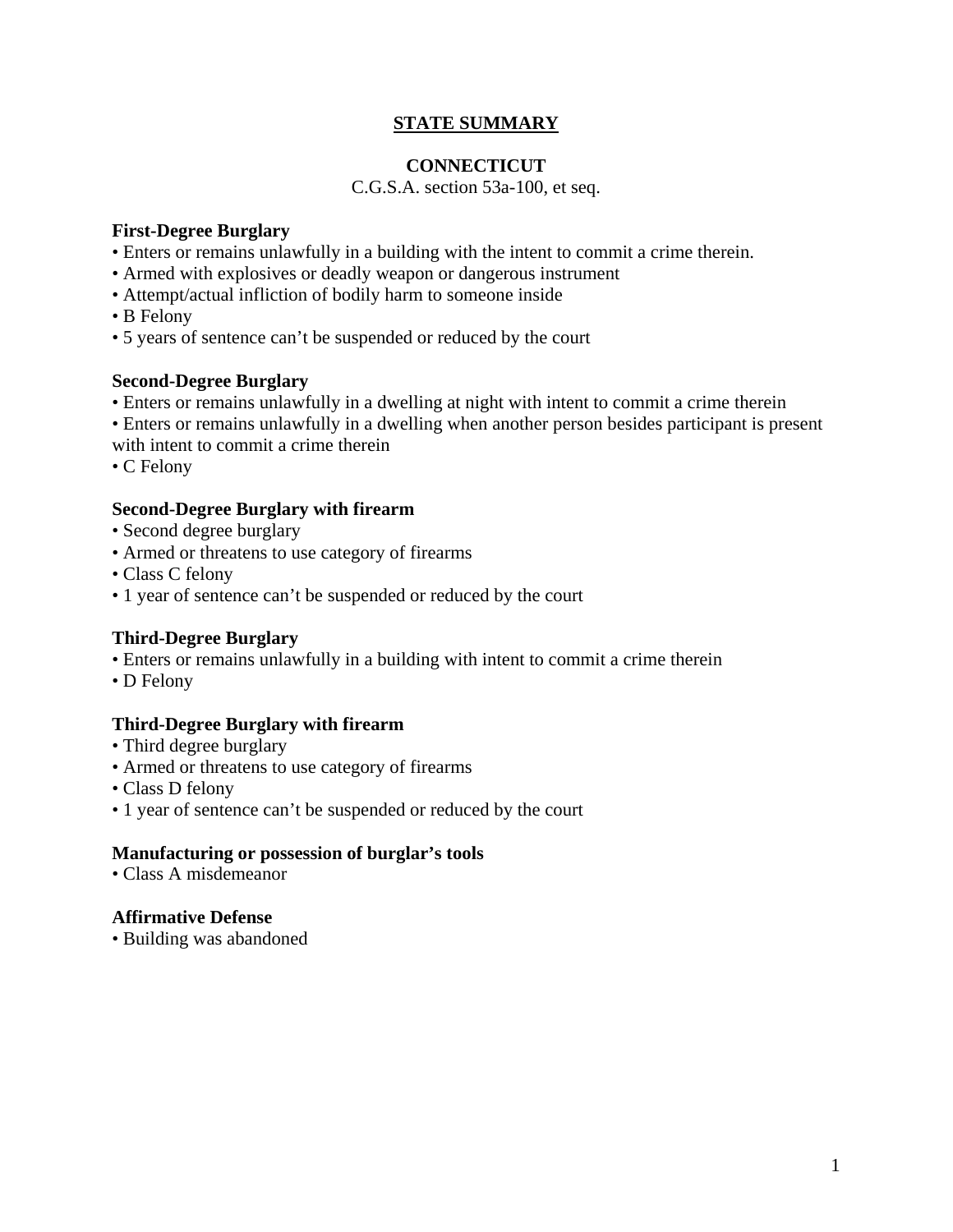# STATE SUMMARY

## CONNECTICUT

C.G.S.A. section 53a-100, et seq.

**First-Degree Burglary**

- Enters or remains unlawfully in a building with the intent to commit a crime therein.
- Armed with explosives or deadly weapon or dangerous instrument
- Attempt/actual infliction of bodily harm to someone inside
- B Felony
- 5 years of sentence can't be suspended or reduced by the court

**Second-Degree Burglary**

- Enters or remains unlawfully in a dwelling at night with intent to commit a crime therein
- Enters or remains unlawfully in a dwelling when another person besides participant is present with intent to commit a crime therein
- C Felony

**Second-Degree Burglary with firearm**

- Second degree burglary
- Armed or threatens to use category of firearms
- Class C felony
- 1 year of sentence can't be suspended or reduced by the court

**Third-Degree Burglary**

- Enters or remains unlawfully in a building with intent to commit a crime therein
- D Felony

**Third-Degree Burglary with firearm**

- Third degree burglary
- Armed or threatens to use category of firearms
- Class D felony
- 1 year of sentence can't be suspended or reduced by the court

**Manufacturing or possession of burglar's tools**

- Class A misdemeanor

**Affirmative Defense**

- Building was abandoned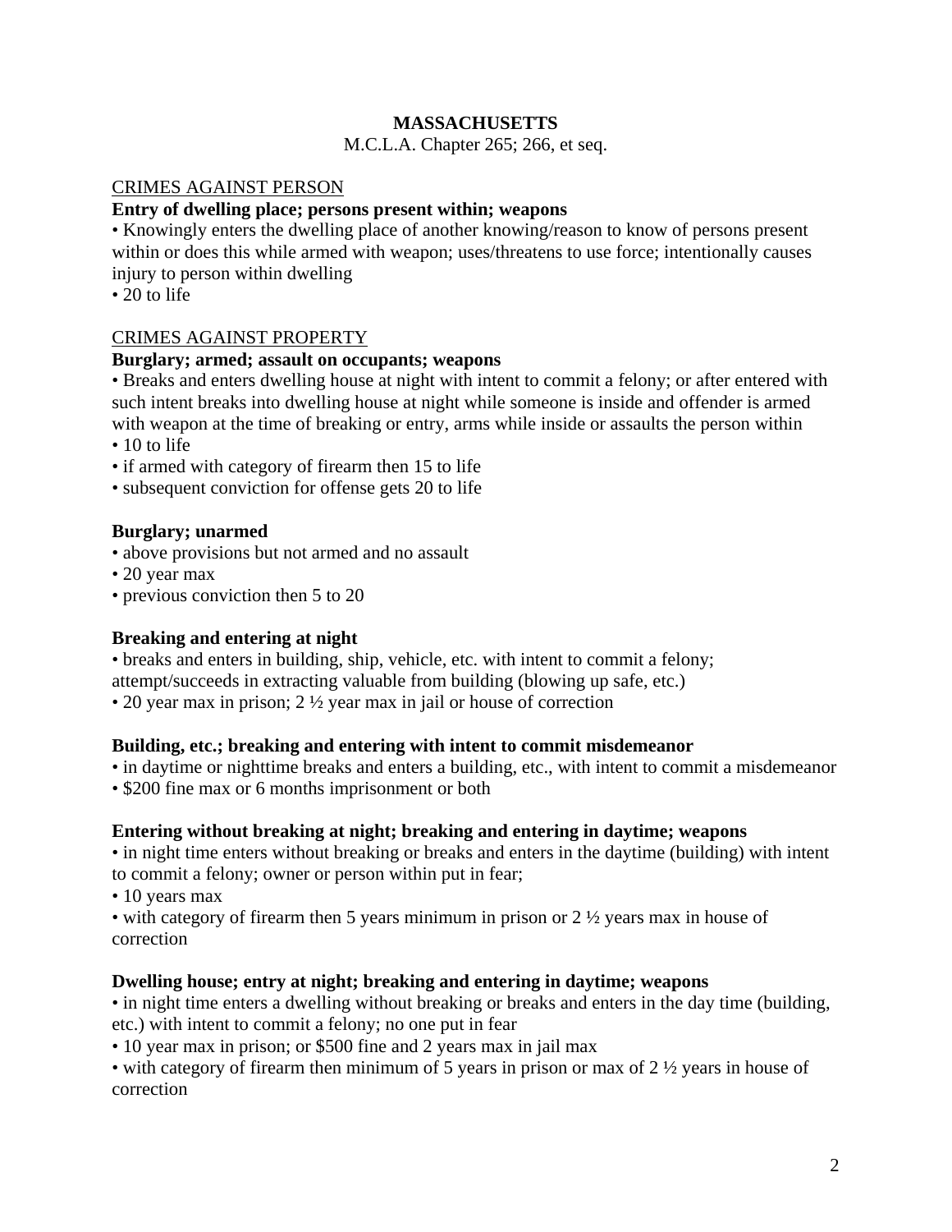# MASSACHUSETTS

M.C.L.A. Chapter 265; 266, et seq.

## CRIMES AGAINST PERSON

**Entry of dwelling place; persons present within; weapons**

- Knowingly enters the dwelling place of another knowing/reason to know of persons present within or does this while armed with weapon; uses/threatens to use force; intentionally causes injury to person within dwelling
- 20 to life

## CRIMES AGAINST PROPERTY

**Burglary; armed; assault on occupants; weapons**

- Breaks and enters dwelling house at night with intent to commit a felony; or after entered with such intent breaks into dwelling house at night while someone is inside and offender is armed with weapon at the time of breaking or entry, arms while inside or assaults the person within
- 10 to life
- if armed with category of firearm then 15 to life
- subsequent conviction for offense gets 20 to life

**Burglary; unarmed**

- above provisions but not armed and no assault
- 20 year max
- previous conviction then 5 to 20

**Breaking and entering at night**

- breaks and enters in building, ship, vehicle, etc. with intent to commit a felony; attempt/succeeds in extracting valuable from building (blowing up safe, etc.)
- 20 year max in prison; 2 ½ year max in jail or house of correction

**Building, etc.; breaking and entering with intent to commit misdemeanor**

- in daytime or nighttime breaks and enters a building, etc., with intent to commit a misdemeanor
- $200 fine max or 6 months imprisonment or both

**Entering without breaking at night; breaking and entering in daytime; weapons**

- in night time enters without breaking or breaks and enters in the daytime (building) with intent to commit a felony; owner or person within put in fear;
- 10 years max
- with category of firearm then 5 years minimum in prison or 2 ½ years max in house of correction

**Dwelling house; entry at night; breaking and entering in daytime; weapons**

- in night time enters a dwelling without breaking or breaks and enters in the day time (building, etc.) with intent to commit a felony; no one put in fear
- 10 year max in prison; or $500 fine and 2 years max in jail max
- with category of firearm then minimum of 5 years in prison or max of 2 ½ years in house of correction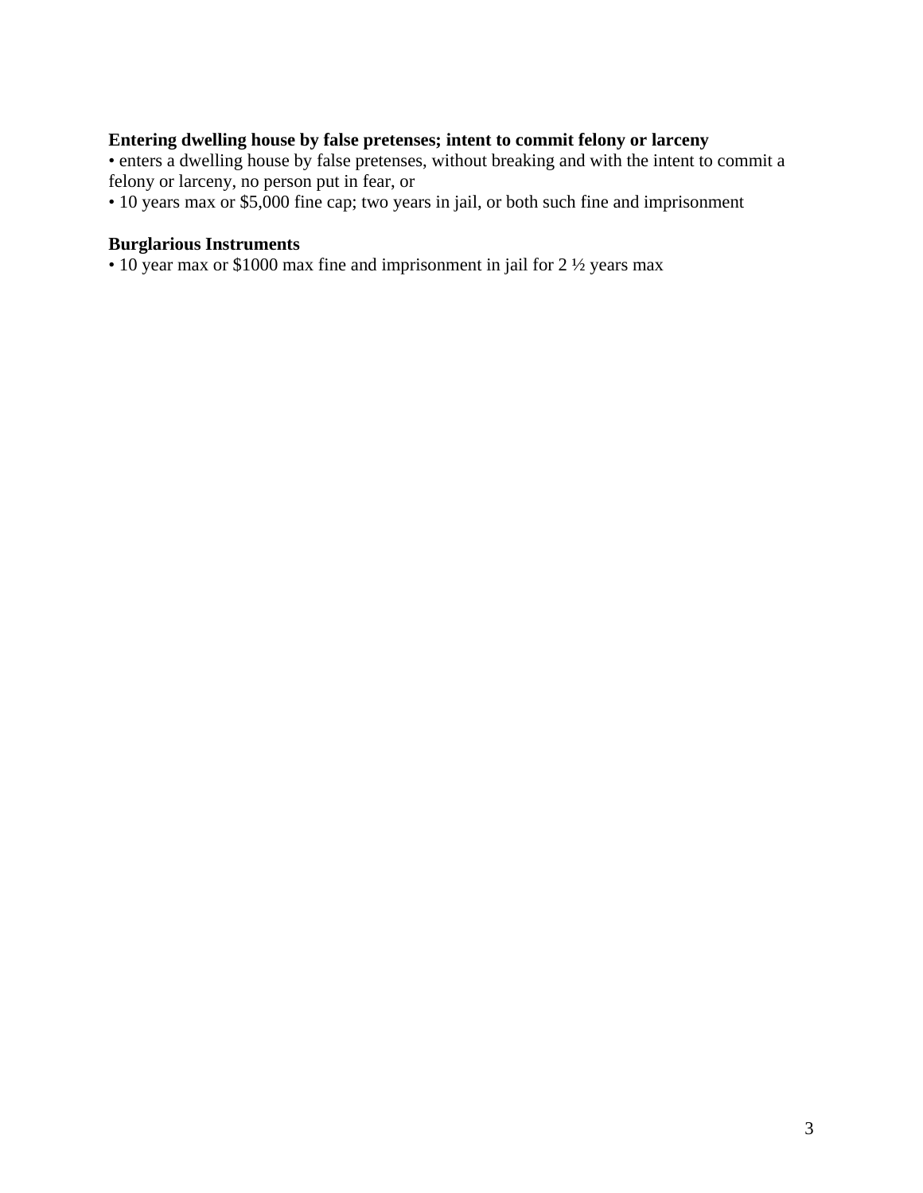**Entering dwelling house by false pretenses; intent to commit felony or larceny**

- enters a dwelling house by false pretenses, without breaking and with the intent to commit a felony or larceny, no person put in fear, or
- 10 years max or $5,000 fine cap; two years in jail, or both such fine and imprisonment

**Burglarious Instruments**

- 10 year max or $1000 max fine and imprisonment in jail for 2 ½ years max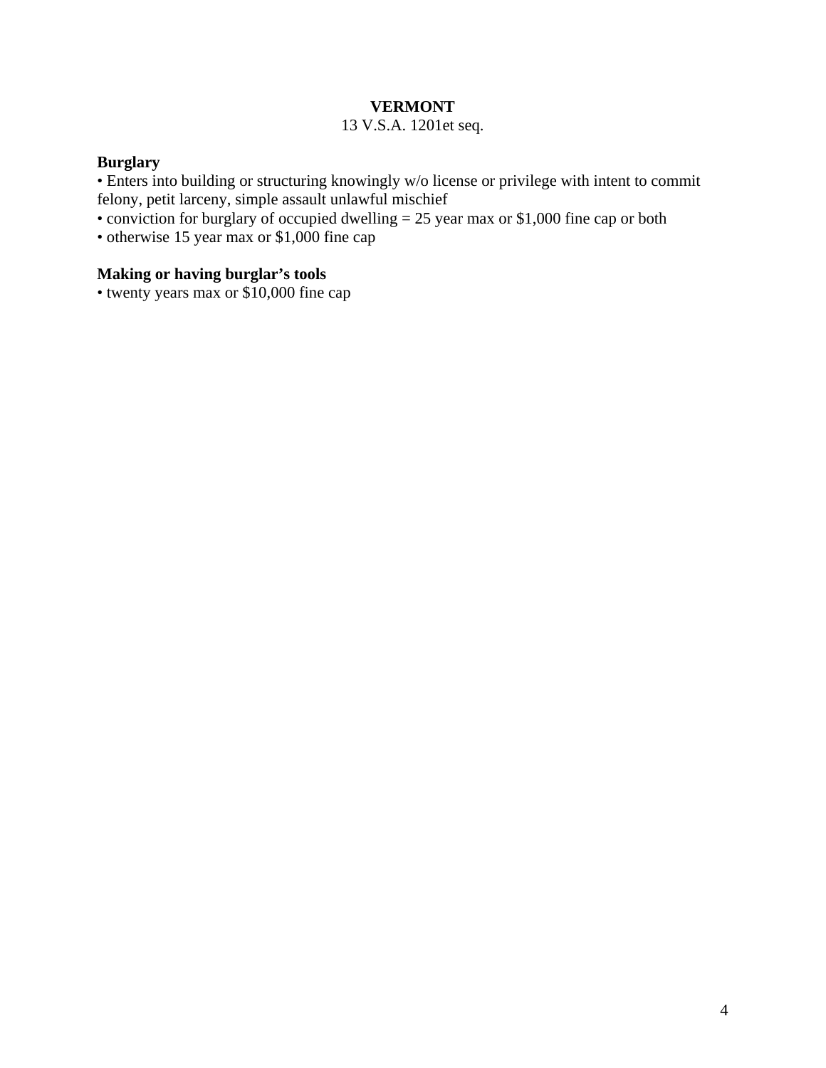# VERMONT

13 V.S.A. 1201et seq.

**Burglary**

• Enters into building or structuring knowingly w/o license or privilege with intent to commit felony, petit larceny, simple assault unlawful mischief
• conviction for burglary of occupied dwelling = 25 year max or $1,000 fine cap or both
• otherwise 15 year max or $1,000 fine cap

**Making or having burglar's tools**

• twenty years max or $10,000 fine cap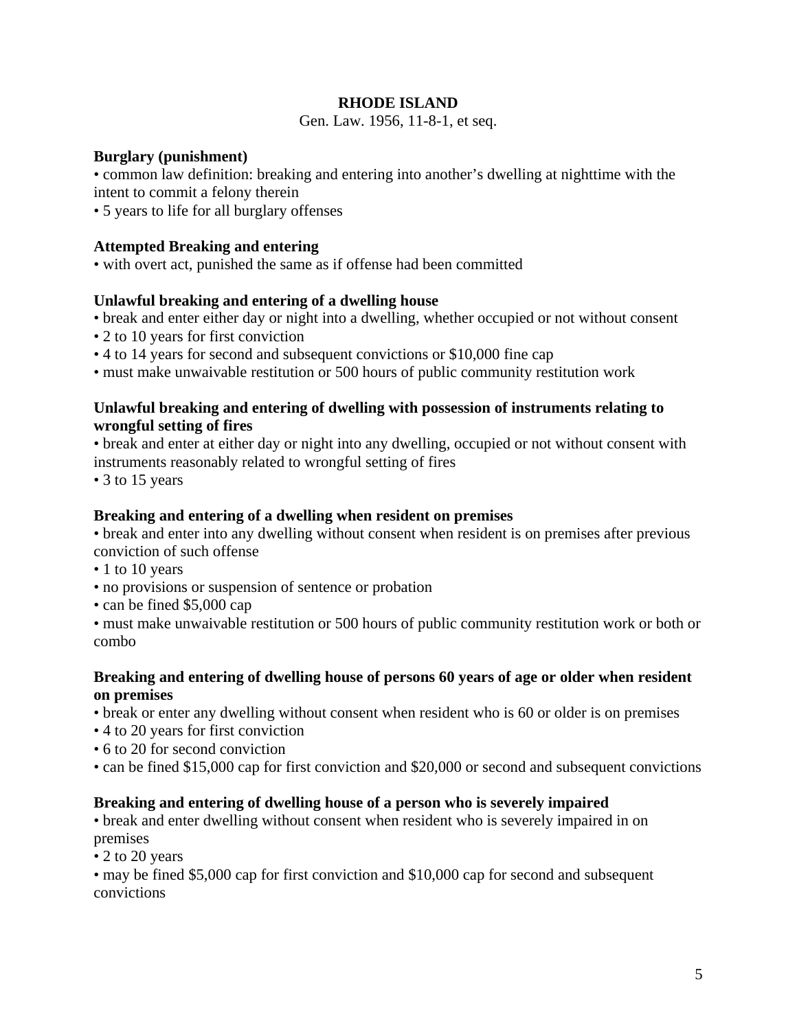# RHODE ISLAND

Gen. Law. 1956, 11-8-1, et seq.

**Burglary (punishment)**

- common law definition: breaking and entering into another's dwelling at nighttime with the intent to commit a felony therein
- 5 years to life for all burglary offenses

**Attempted Breaking and entering**

- with overt act, punished the same as if offense had been committed

**Unlawful breaking and entering of a dwelling house**

- break and enter either day or night into a dwelling, whether occupied or not without consent
- 2 to 10 years for first conviction
- 4 to 14 years for second and subsequent convictions or $10,000 fine cap
- must make unwaivable restitution or 500 hours of public community restitution work

**Unlawful breaking and entering of dwelling with possession of instruments relating to wrongful setting of fires**

- break and enter at either day or night into any dwelling, occupied or not without consent with instruments reasonably related to wrongful setting of fires
- 3 to 15 years

**Breaking and entering of a dwelling when resident on premises**

- break and enter into any dwelling without consent when resident is on premises after previous conviction of such offense
- 1 to 10 years
- no provisions or suspension of sentence or probation
- can be fined $5,000 cap
- must make unwaivable restitution or 500 hours of public community restitution work or both or combo

**Breaking and entering of dwelling house of persons 60 years of age or older when resident on premises**

- break or enter any dwelling without consent when resident who is 60 or older is on premises
- 4 to 20 years for first conviction
- 6 to 20 for second conviction
- can be fined $15,000 cap for first conviction and $20,000 or second and subsequent convictions

**Breaking and entering of dwelling house of a person who is severely impaired**

- break and enter dwelling without consent when resident who is severely impaired in on premises
- 2 to 20 years
- may be fined $5,000 cap for first conviction and $10,000 cap for second and subsequent convictions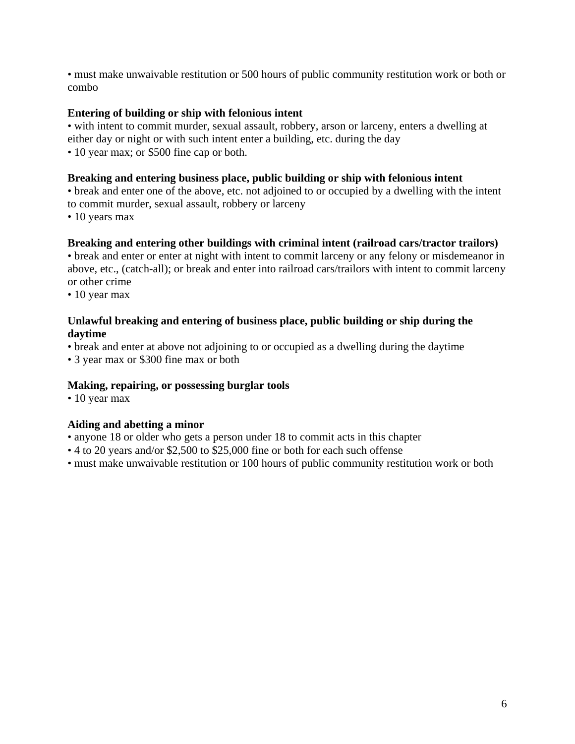• must make unwaivable restitution or 500 hours of public community restitution work or both or combo

**Entering of building or ship with felonious intent**

• with intent to commit murder, sexual assault, robbery, arson or larceny, enters a dwelling at either day or night or with such intent enter a building, etc. during the day
• 10 year max; or $500 fine cap or both.

**Breaking and entering business place, public building or ship with felonious intent**

• break and enter one of the above, etc. not adjoined to or occupied by a dwelling with the intent to commit murder, sexual assault, robbery or larceny
• 10 years max

**Breaking and entering other buildings with criminal intent (railroad cars/tractor trailors)**

• break and enter or enter at night with intent to commit larceny or any felony or misdemeanor in above, etc., (catch-all); or break and enter into railroad cars/trailors with intent to commit larceny or other crime
• 10 year max

**Unlawful breaking and entering of business place, public building or ship during the daytime**

• break and enter at above not adjoining to or occupied as a dwelling during the daytime
• 3 year max or $300 fine max or both

**Making, repairing, or possessing burglar tools**

• 10 year max

**Aiding and abetting a minor**

• anyone 18 or older who gets a person under 18 to commit acts in this chapter
• 4 to 20 years and/or $2,500 to $25,000 fine or both for each such offense
• must make unwaivable restitution or 100 hours of public community restitution work or both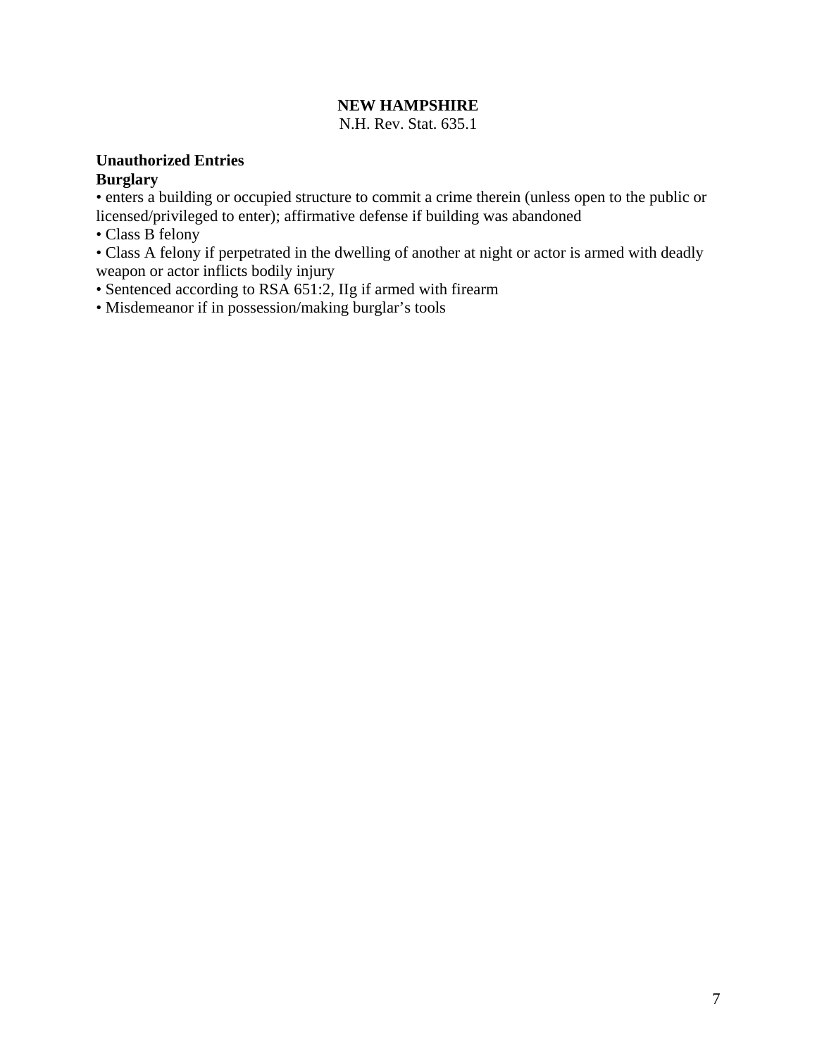# NEW HAMPSHIRE

N.H. Rev. Stat. 635.1

**Unauthorized Entries**

**Burglary**

- enters a building or occupied structure to commit a crime therein (unless open to the public or licensed/privileged to enter); affirmative defense if building was abandoned
- Class B felony
- Class A felony if perpetrated in the dwelling of another at night or actor is armed with deadly weapon or actor inflicts bodily injury
- Sentenced according to RSA 651:2, IIg if armed with firearm
- Misdemeanor if in possession/making burglar's tools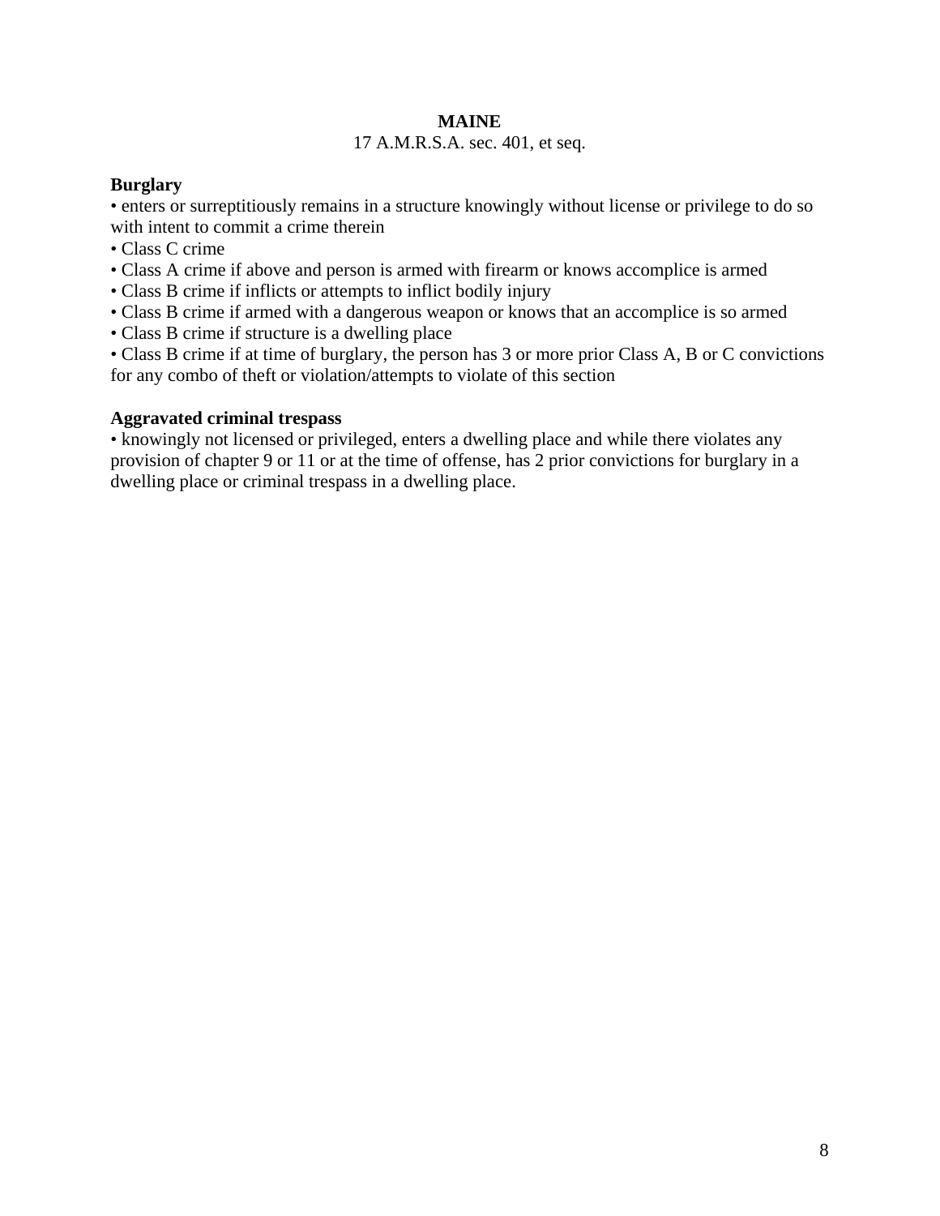# MAINE

17 A.M.R.S.A. sec. 401, et seq.

**Burglary**

- enters or surreptitiously remains in a structure knowingly without license or privilege to do so with intent to commit a crime therein
- Class C crime
- Class A crime if above and person is armed with firearm or knows accomplice is armed
- Class B crime if inflicts or attempts to inflict bodily injury
- Class B crime if armed with a dangerous weapon or knows that an accomplice is so armed
- Class B crime if structure is a dwelling place
- Class B crime if at time of burglary, the person has 3 or more prior Class A, B or C convictions for any combo of theft or violation/attempts to violate of this section

**Aggravated criminal trespass**

- knowingly not licensed or privileged, enters a dwelling place and while there violates any provision of chapter 9 or 11 or at the time of offense, has 2 prior convictions for burglary in a dwelling place or criminal trespass in a dwelling place.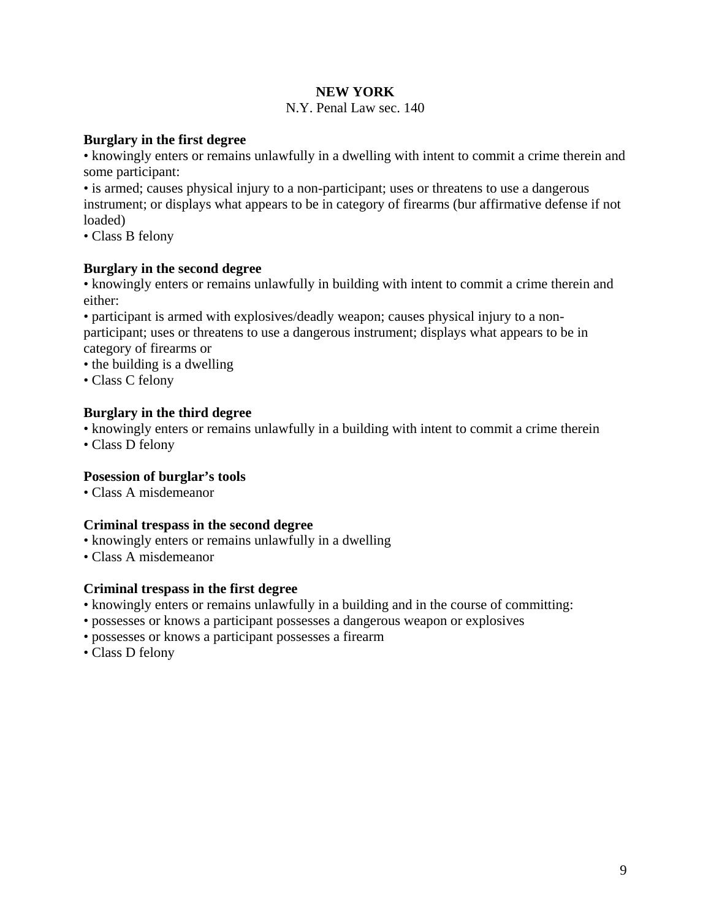**NEW YORK**

N.Y. Penal Law sec. 140

**Burglary in the first degree**

• knowingly enters or remains unlawfully in a dwelling with intent to commit a crime therein and some participant:

• is armed; causes physical injury to a non-participant; uses or threatens to use a dangerous instrument; or displays what appears to be in category of firearms (bur affirmative defense if not loaded)

• Class B felony

**Burglary in the second degree**

• knowingly enters or remains unlawfully in building with intent to commit a crime therein and either:

• participant is armed with explosives/deadly weapon; causes physical injury to a non-participant; uses or threatens to use a dangerous instrument; displays what appears to be in category of firearms or

• the building is a dwelling

• Class C felony

**Burglary in the third degree**

• knowingly enters or remains unlawfully in a building with intent to commit a crime therein

• Class D felony

**Posession of burglar's tools**

• Class A misdemeanor

**Criminal trespass in the second degree**

• knowingly enters or remains unlawfully in a dwelling

• Class A misdemeanor

**Criminal trespass in the first degree**

• knowingly enters or remains unlawfully in a building and in the course of committing:

• possesses or knows a participant possesses a dangerous weapon or explosives

• possesses or knows a participant possesses a firearm

• Class D felony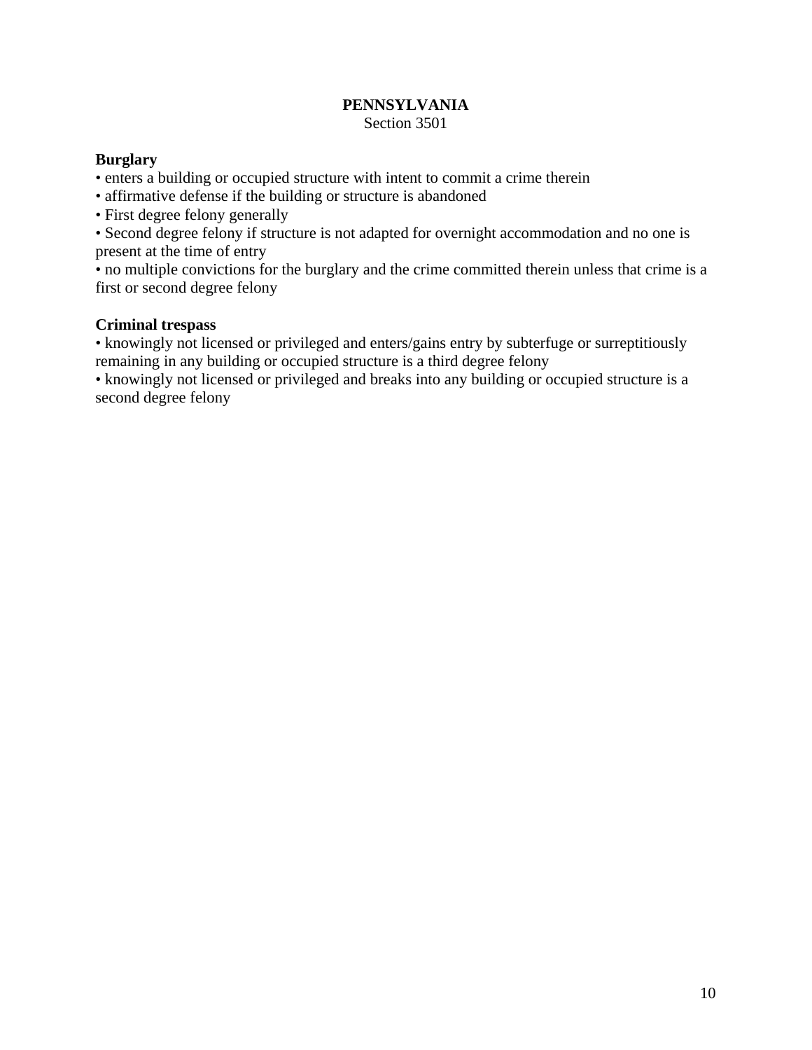**PENNSYLVANIA**
Section 3501

**Burglary**

- enters a building or occupied structure with intent to commit a crime therein
- affirmative defense if the building or structure is abandoned
- First degree felony generally
- Second degree felony if structure is not adapted for overnight accommodation and no one is present at the time of entry
- no multiple convictions for the burglary and the crime committed therein unless that crime is a first or second degree felony

**Criminal trespass**

- knowingly not licensed or privileged and enters/gains entry by subterfuge or surreptitiously remaining in any building or occupied structure is a third degree felony
- knowingly not licensed or privileged and breaks into any building or occupied structure is a second degree felony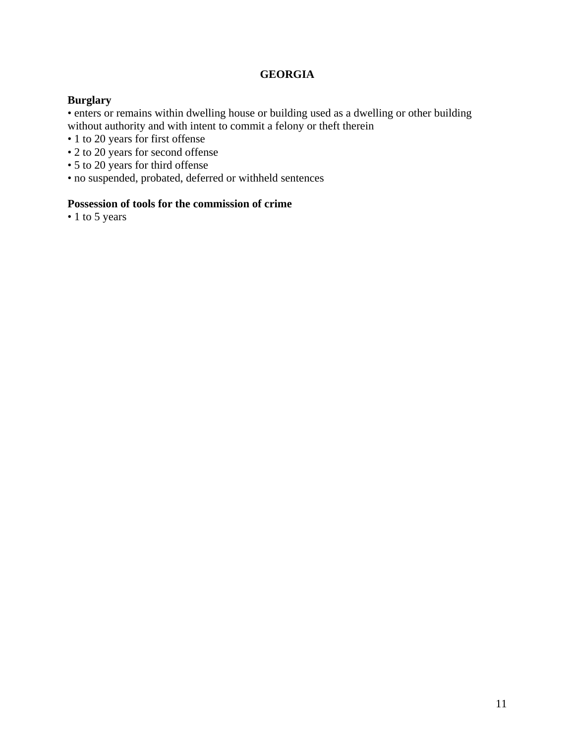## GEORGIA

**Burglary**

- enters or remains within dwelling house or building used as a dwelling or other building without authority and with intent to commit a felony or theft therein
- 1 to 20 years for first offense
- 2 to 20 years for second offense
- 5 to 20 years for third offense
- no suspended, probated, deferred or withheld sentences

**Possession of tools for the commission of crime**

- 1 to 5 years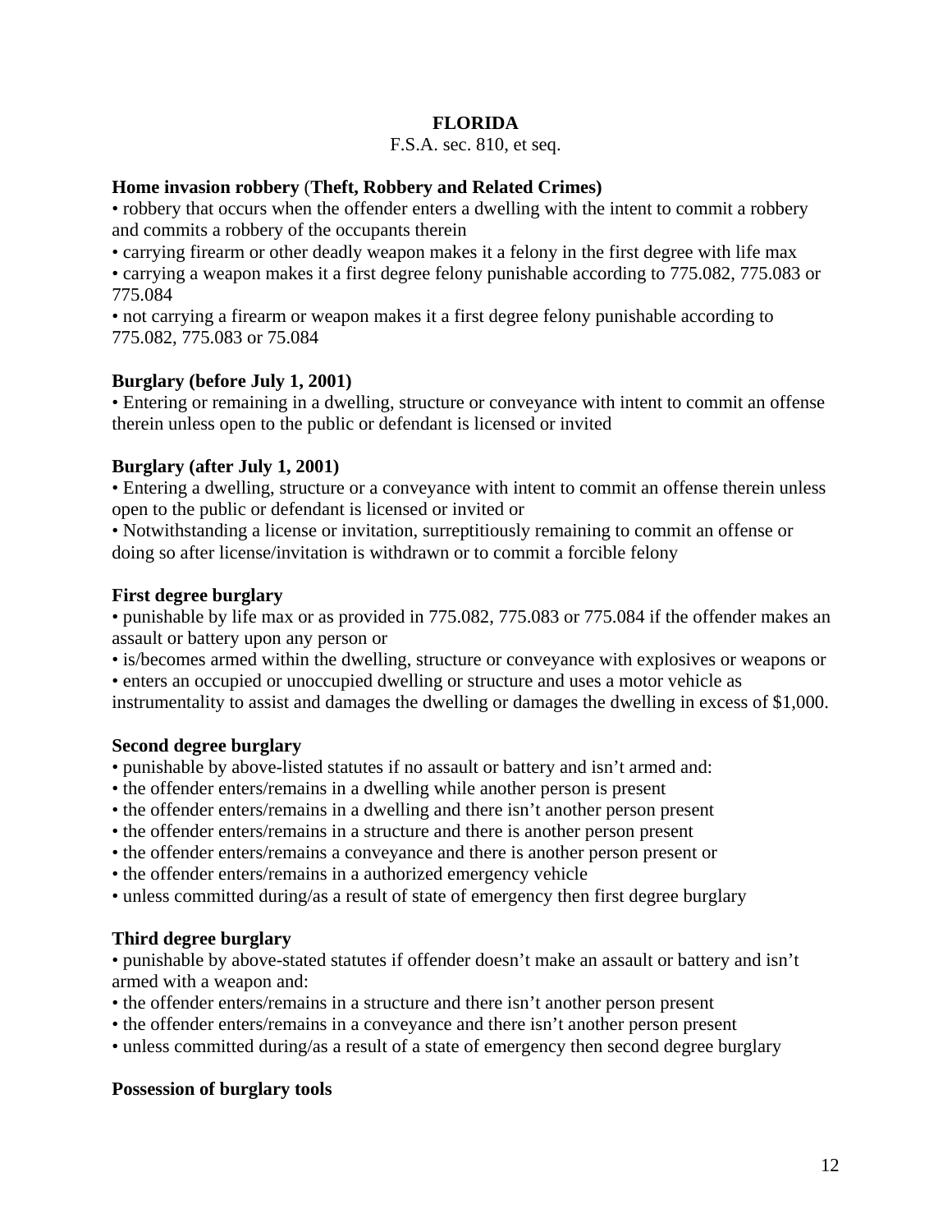**FLORIDA**

F.S.A. sec. 810, et seq.

**Home invasion robbery** (**Theft, Robbery and Related Crimes)**

- robbery that occurs when the offender enters a dwelling with the intent to commit a robbery and commits a robbery of the occupants therein
- carrying firearm or other deadly weapon makes it a felony in the first degree with life max
- carrying a weapon makes it a first degree felony punishable according to 775.082, 775.083 or 775.084
- not carrying a firearm or weapon makes it a first degree felony punishable according to 775.082, 775.083 or 75.084

**Burglary (before July 1, 2001)**

- Entering or remaining in a dwelling, structure or conveyance with intent to commit an offense therein unless open to the public or defendant is licensed or invited

**Burglary (after July 1, 2001)**

- Entering a dwelling, structure or a conveyance with intent to commit an offense therein unless open to the public or defendant is licensed or invited or
- Notwithstanding a license or invitation, surreptitiously remaining to commit an offense or doing so after license/invitation is withdrawn or to commit a forcible felony

**First degree burglary**

- punishable by life max or as provided in 775.082, 775.083 or 775.084 if the offender makes an assault or battery upon any person or
- is/becomes armed within the dwelling, structure or conveyance with explosives or weapons or
- enters an occupied or unoccupied dwelling or structure and uses a motor vehicle as instrumentality to assist and damages the dwelling or damages the dwelling in excess of $1,000.

**Second degree burglary**

- punishable by above-listed statutes if no assault or battery and isn't armed and:
- the offender enters/remains in a dwelling while another person is present
- the offender enters/remains in a dwelling and there isn't another person present
- the offender enters/remains in a structure and there is another person present
- the offender enters/remains a conveyance and there is another person present or
- the offender enters/remains in a authorized emergency vehicle
- unless committed during/as a result of state of emergency then first degree burglary

**Third degree burglary**

- punishable by above-stated statutes if offender doesn't make an assault or battery and isn't armed with a weapon and:
- the offender enters/remains in a structure and there isn't another person present
- the offender enters/remains in a conveyance and there isn't another person present
- unless committed during/as a result of a state of emergency then second degree burglary

**Possession of burglary tools**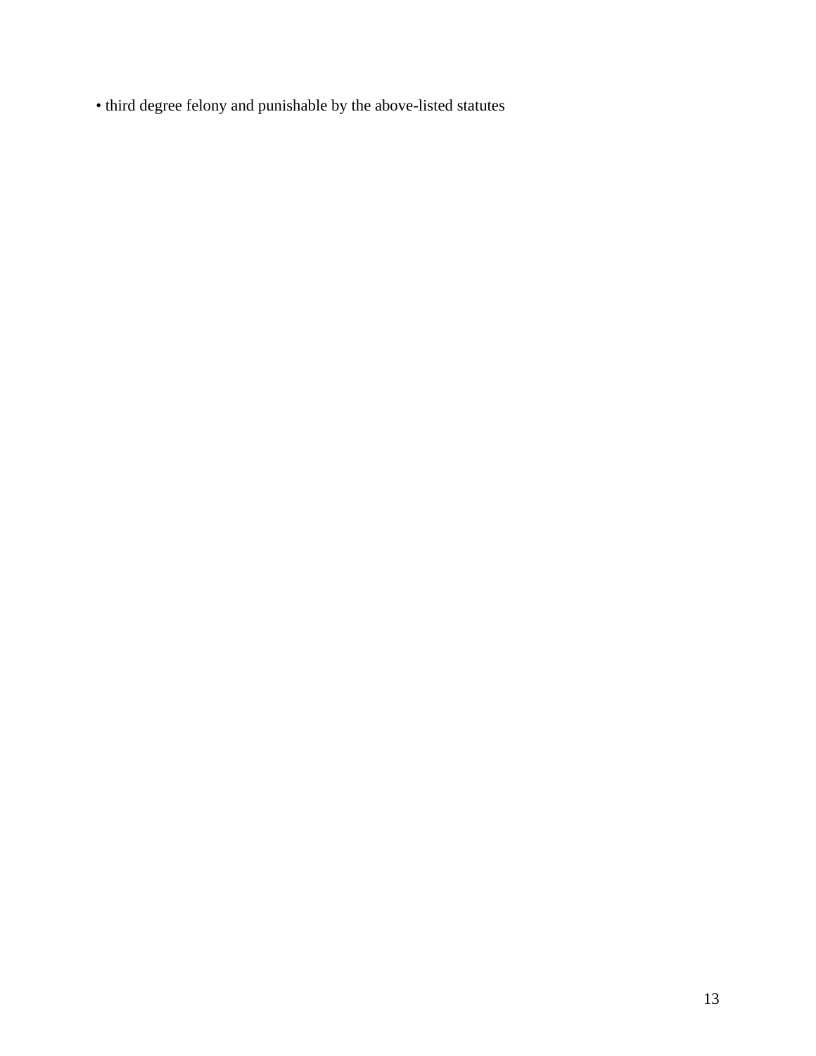- third degree felony and punishable by the above-listed statutes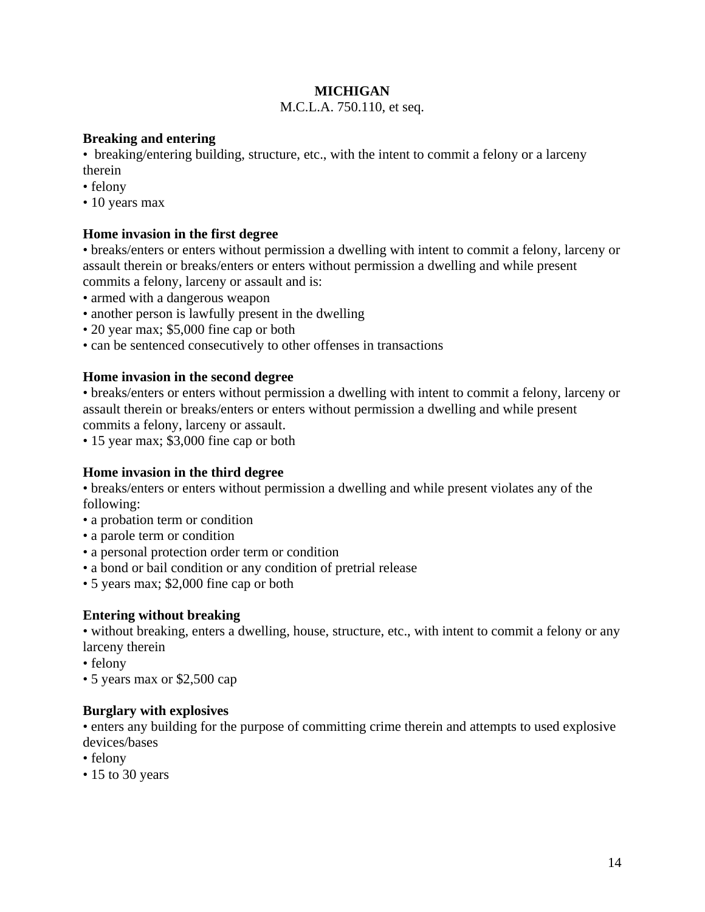## MICHIGAN

M.C.L.A. 750.110, et seq.

**Breaking and entering**

- breaking/entering building, structure, etc., with the intent to commit a felony or a larceny therein
- felony
- 10 years max

**Home invasion in the first degree**

- breaks/enters or enters without permission a dwelling with intent to commit a felony, larceny or assault therein or breaks/enters or enters without permission a dwelling and while present commits a felony, larceny or assault and is:
- armed with a dangerous weapon
- another person is lawfully present in the dwelling
- 20 year max; $5,000 fine cap or both
- can be sentenced consecutively to other offenses in transactions

**Home invasion in the second degree**

- breaks/enters or enters without permission a dwelling with intent to commit a felony, larceny or assault therein or breaks/enters or enters without permission a dwelling and while present commits a felony, larceny or assault.
- 15 year max; $3,000 fine cap or both

**Home invasion in the third degree**

- breaks/enters or enters without permission a dwelling and while present violates any of the following:
- a probation term or condition
- a parole term or condition
- a personal protection order term or condition
- a bond or bail condition or any condition of pretrial release
- 5 years max; $2,000 fine cap or both

**Entering without breaking**

- without breaking, enters a dwelling, house, structure, etc., with intent to commit a felony or any larceny therein
- felony
- 5 years max or $2,500 cap

**Burglary with explosives**

- enters any building for the purpose of committing crime therein and attempts to used explosive devices/bases
- felony
- 15 to 30 years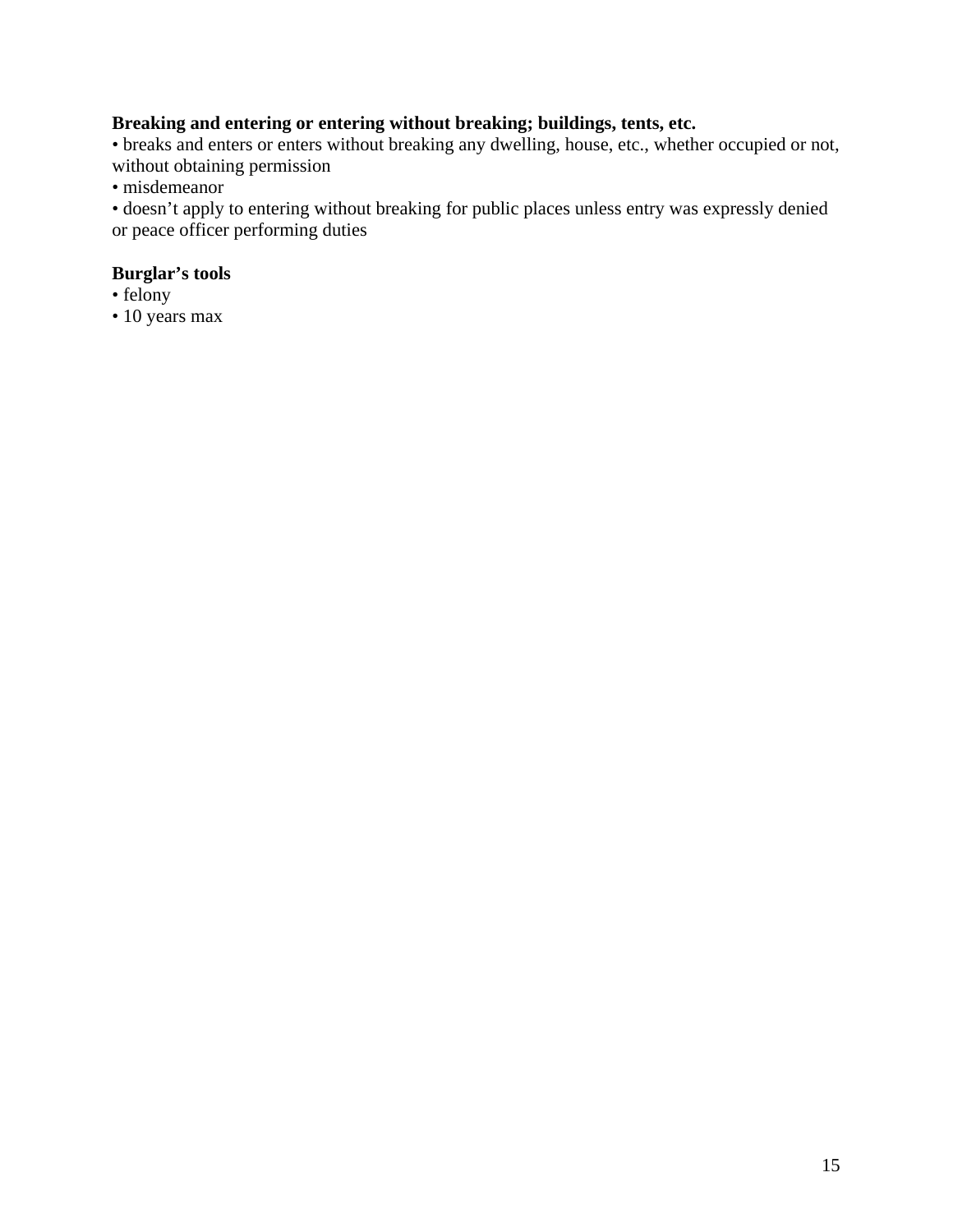**Breaking and entering or entering without breaking; buildings, tents, etc.**

- breaks and enters or enters without breaking any dwelling, house, etc., whether occupied or not, without obtaining permission
- misdemeanor
- doesn't apply to entering without breaking for public places unless entry was expressly denied or peace officer performing duties

**Burglar's tools**

- felony
- 10 years max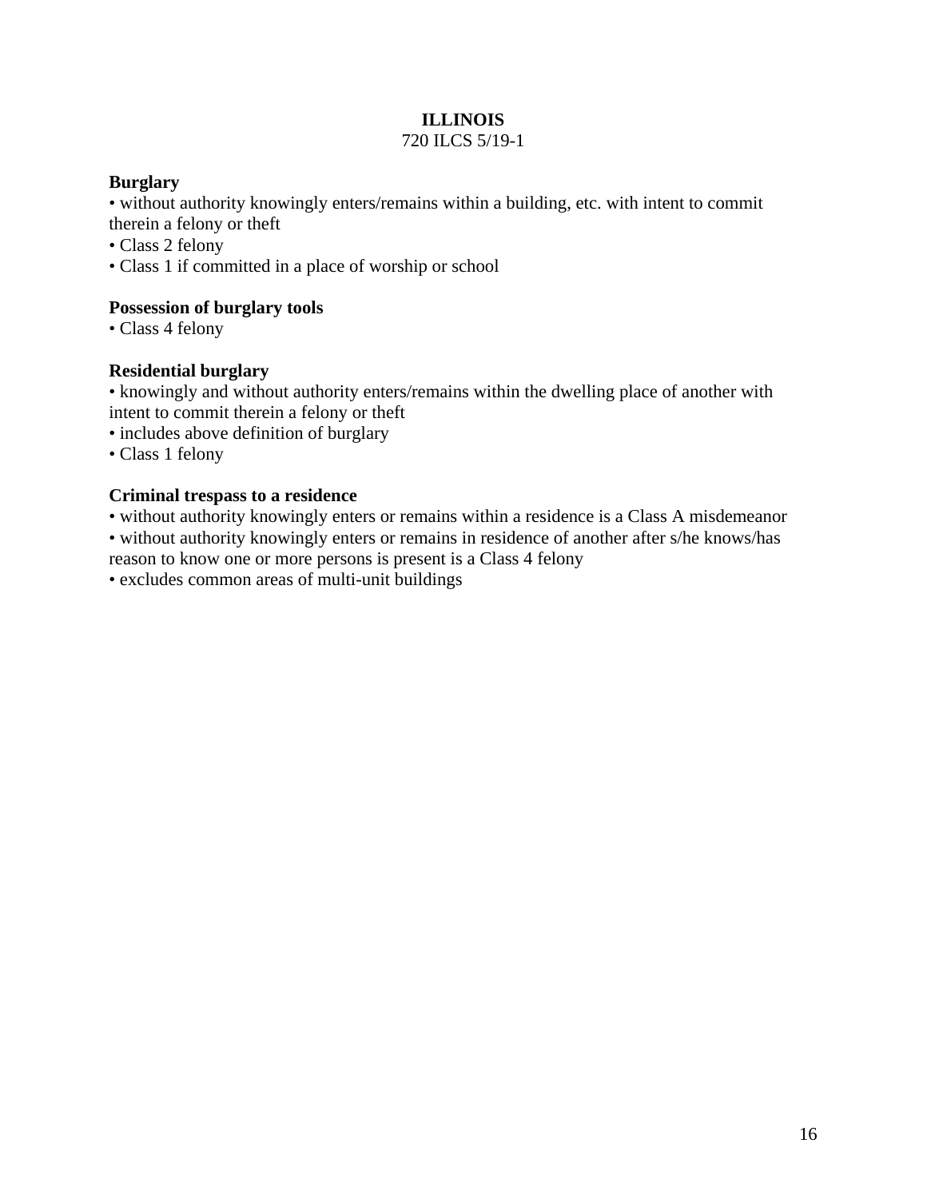**ILLINOIS**
720 ILCS 5/19-1

**Burglary**

• without authority knowingly enters/remains within a building, etc. with intent to commit therein a felony or theft
• Class 2 felony
• Class 1 if committed in a place of worship or school

**Possession of burglary tools**

• Class 4 felony

**Residential burglary**

• knowingly and without authority enters/remains within the dwelling place of another with intent to commit therein a felony or theft
• includes above definition of burglary
• Class 1 felony

**Criminal trespass to a residence**

• without authority knowingly enters or remains within a residence is a Class A misdemeanor
• without authority knowingly enters or remains in residence of another after s/he knows/has reason to know one or more persons is present is a Class 4 felony
• excludes common areas of multi-unit buildings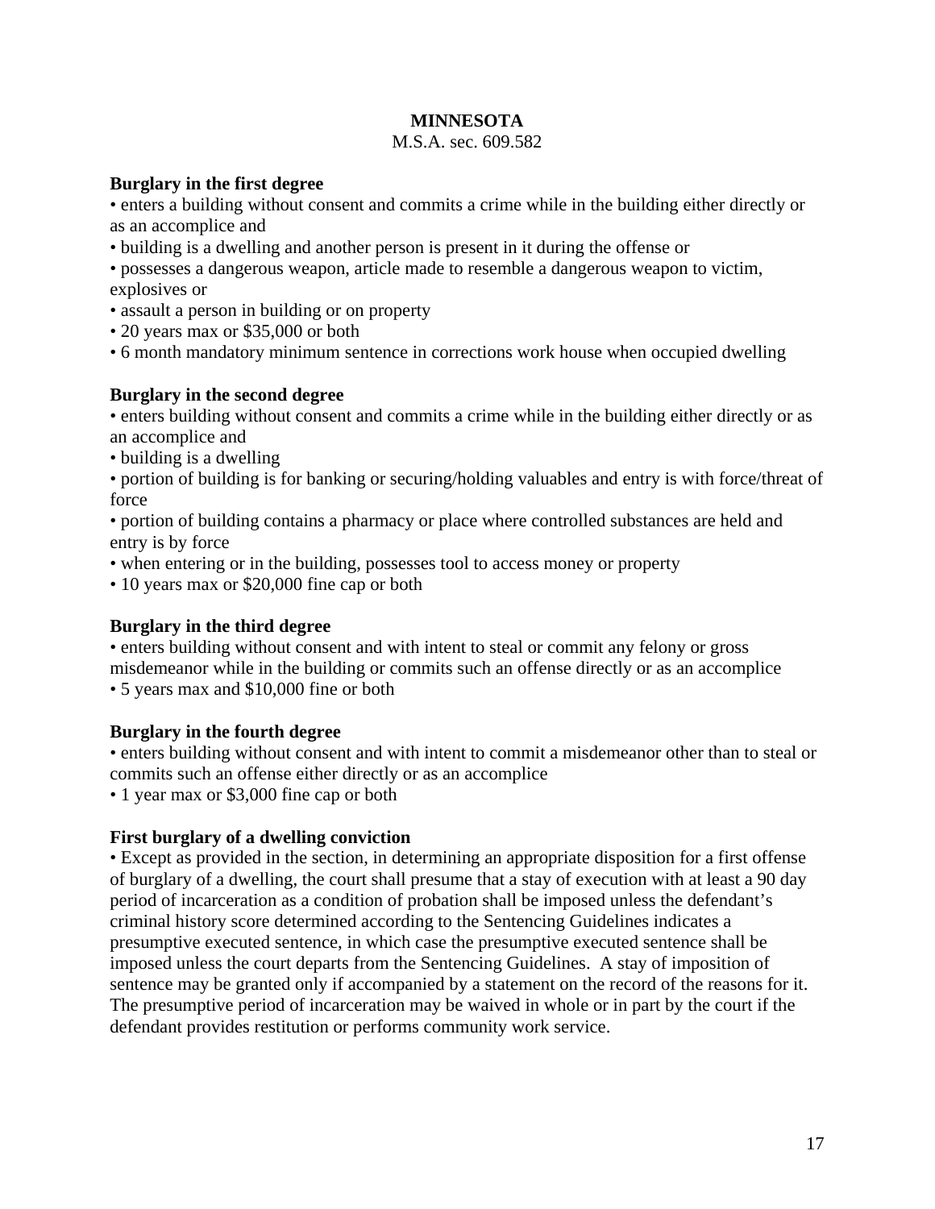**MINNESOTA**

M.S.A. sec. 609.582

**Burglary in the first degree**

- enters a building without consent and commits a crime while in the building either directly or as an accomplice and
- building is a dwelling and another person is present in it during the offense or
- possesses a dangerous weapon, article made to resemble a dangerous weapon to victim, explosives or
- assault a person in building or on property
- 20 years max or $35,000 or both
- 6 month mandatory minimum sentence in corrections work house when occupied dwelling

**Burglary in the second degree**

- enters building without consent and commits a crime while in the building either directly or as an accomplice and
- building is a dwelling
- portion of building is for banking or securing/holding valuables and entry is with force/threat of force
- portion of building contains a pharmacy or place where controlled substances are held and entry is by force
- when entering or in the building, possesses tool to access money or property
- 10 years max or $20,000 fine cap or both

**Burglary in the third degree**

- enters building without consent and with intent to steal or commit any felony or gross misdemeanor while in the building or commits such an offense directly or as an accomplice
- 5 years max and $10,000 fine or both

**Burglary in the fourth degree**

- enters building without consent and with intent to commit a misdemeanor other than to steal or commits such an offense either directly or as an accomplice
- 1 year max or $3,000 fine cap or both

**First burglary of a dwelling conviction**

- Except as provided in the section, in determining an appropriate disposition for a first offense of burglary of a dwelling, the court shall presume that a stay of execution with at least a 90 day period of incarceration as a condition of probation shall be imposed unless the defendant's criminal history score determined according to the Sentencing Guidelines indicates a presumptive executed sentence, in which case the presumptive executed sentence shall be imposed unless the court departs from the Sentencing Guidelines. A stay of imposition of sentence may be granted only if accompanied by a statement on the record of the reasons for it. The presumptive period of incarceration may be waived in whole or in part by the court if the defendant provides restitution or performs community work service.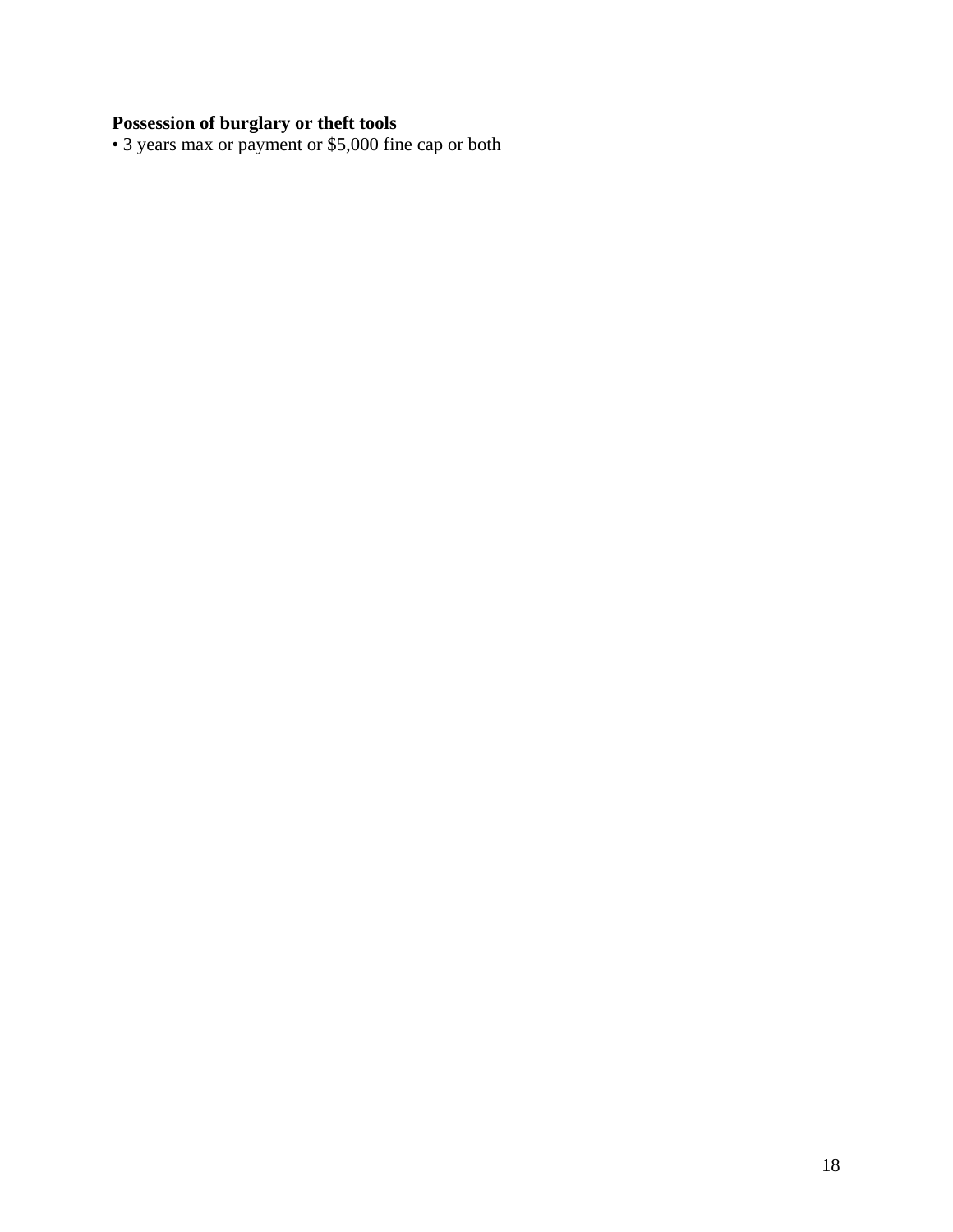**Possession of burglary or theft tools**

- 3 years max or payment or $5,000 fine cap or both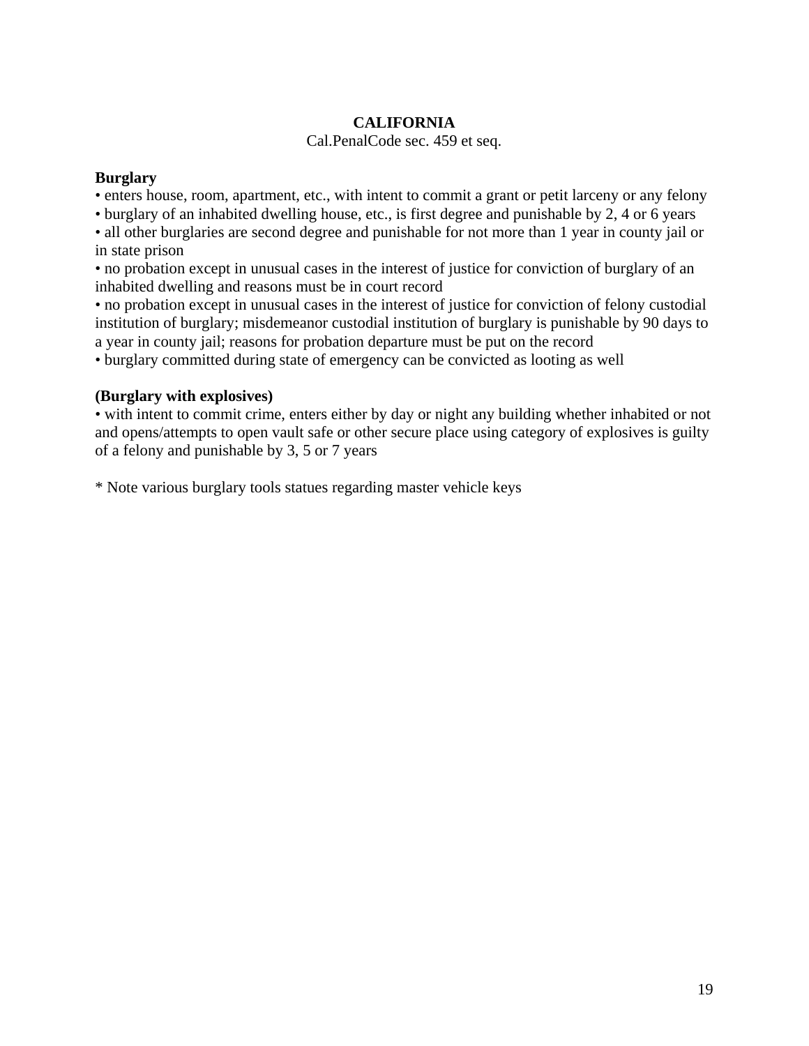**CALIFORNIA**

Cal.PenalCode sec. 459 et seq.

**Burglary**

- enters house, room, apartment, etc., with intent to commit a grant or petit larceny or any felony
- burglary of an inhabited dwelling house, etc., is first degree and punishable by 2, 4 or 6 years
- all other burglaries are second degree and punishable for not more than 1 year in county jail or in state prison
- no probation except in unusual cases in the interest of justice for conviction of burglary of an inhabited dwelling and reasons must be in court record
- no probation except in unusual cases in the interest of justice for conviction of felony custodial institution of burglary; misdemeanor custodial institution of burglary is punishable by 90 days to a year in county jail; reasons for probation departure must be put on the record
- burglary committed during state of emergency can be convicted as looting as well

**(Burglary with explosives)**

- with intent to commit crime, enters either by day or night any building whether inhabited or not and opens/attempts to open vault safe or other secure place using category of explosives is guilty of a felony and punishable by 3, 5 or 7 years

* Note various burglary tools statues regarding master vehicle keys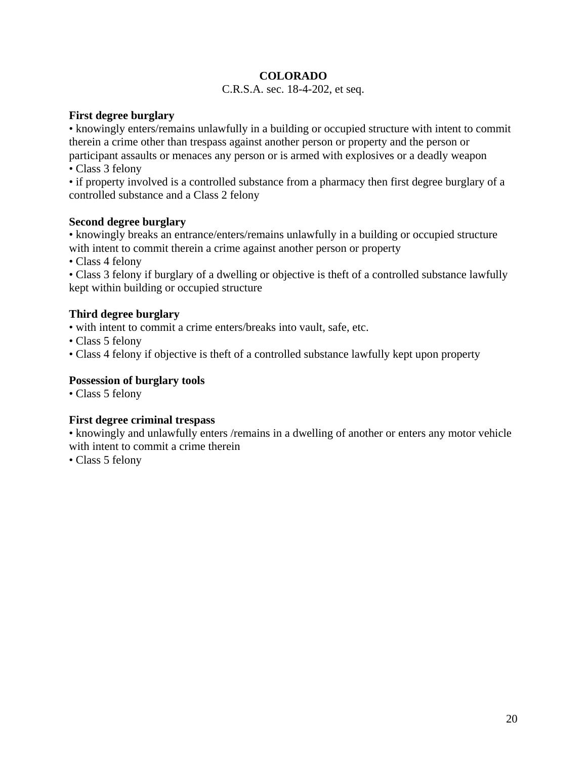**COLORADO**

C.R.S.A. sec. 18-4-202, et seq.

**First degree burglary**

• knowingly enters/remains unlawfully in a building or occupied structure with intent to commit therein a crime other than trespass against another person or property and the person or participant assaults or menaces any person or is armed with explosives or a deadly weapon
• Class 3 felony
• if property involved is a controlled substance from a pharmacy then first degree burglary of a controlled substance and a Class 2 felony

**Second degree burglary**

• knowingly breaks an entrance/enters/remains unlawfully in a building or occupied structure with intent to commit therein a crime against another person or property
• Class 4 felony
• Class 3 felony if burglary of a dwelling or objective is theft of a controlled substance lawfully kept within building or occupied structure

**Third degree burglary**

• with intent to commit a crime enters/breaks into vault, safe, etc.
• Class 5 felony
• Class 4 felony if objective is theft of a controlled substance lawfully kept upon property

**Possession of burglary tools**

• Class 5 felony

**First degree criminal trespass**

• knowingly and unlawfully enters /remains in a dwelling of another or enters any motor vehicle with intent to commit a crime therein
• Class 5 felony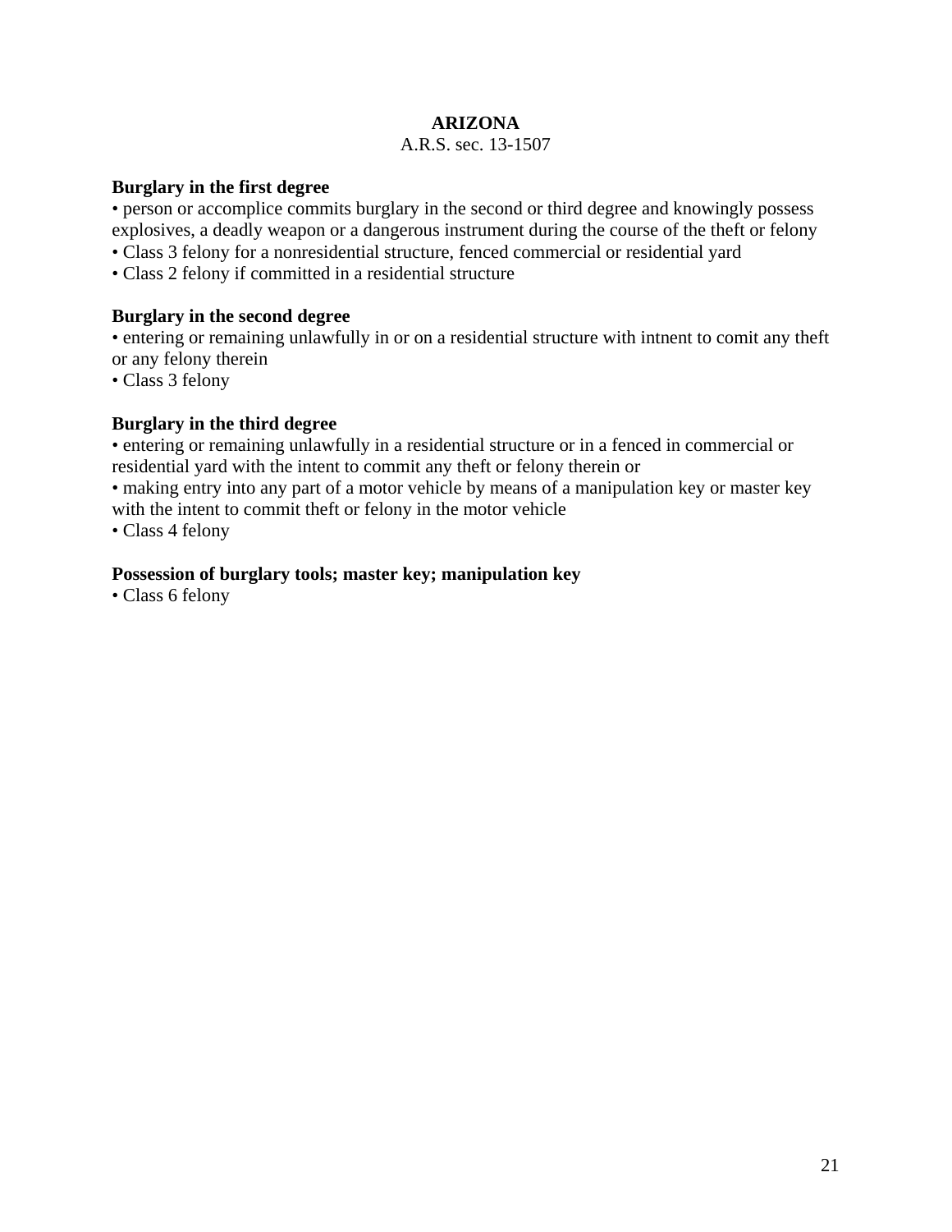# ARIZONA

A.R.S. sec. 13-1507

**Burglary in the first degree**

- person or accomplice commits burglary in the second or third degree and knowingly possess explosives, a deadly weapon or a dangerous instrument during the course of the theft or felony
- Class 3 felony for a nonresidential structure, fenced commercial or residential yard
- Class 2 felony if committed in a residential structure

**Burglary in the second degree**

- entering or remaining unlawfully in or on a residential structure with intnent to comit any theft or any felony therein
- Class 3 felony

**Burglary in the third degree**

- entering or remaining unlawfully in a residential structure or in a fenced in commercial or residential yard with the intent to commit any theft or felony therein or
- making entry into any part of a motor vehicle by means of a manipulation key or master key with the intent to commit theft or felony in the motor vehicle
- Class 4 felony

**Possession of burglary tools; master key; manipulation key**

- Class 6 felony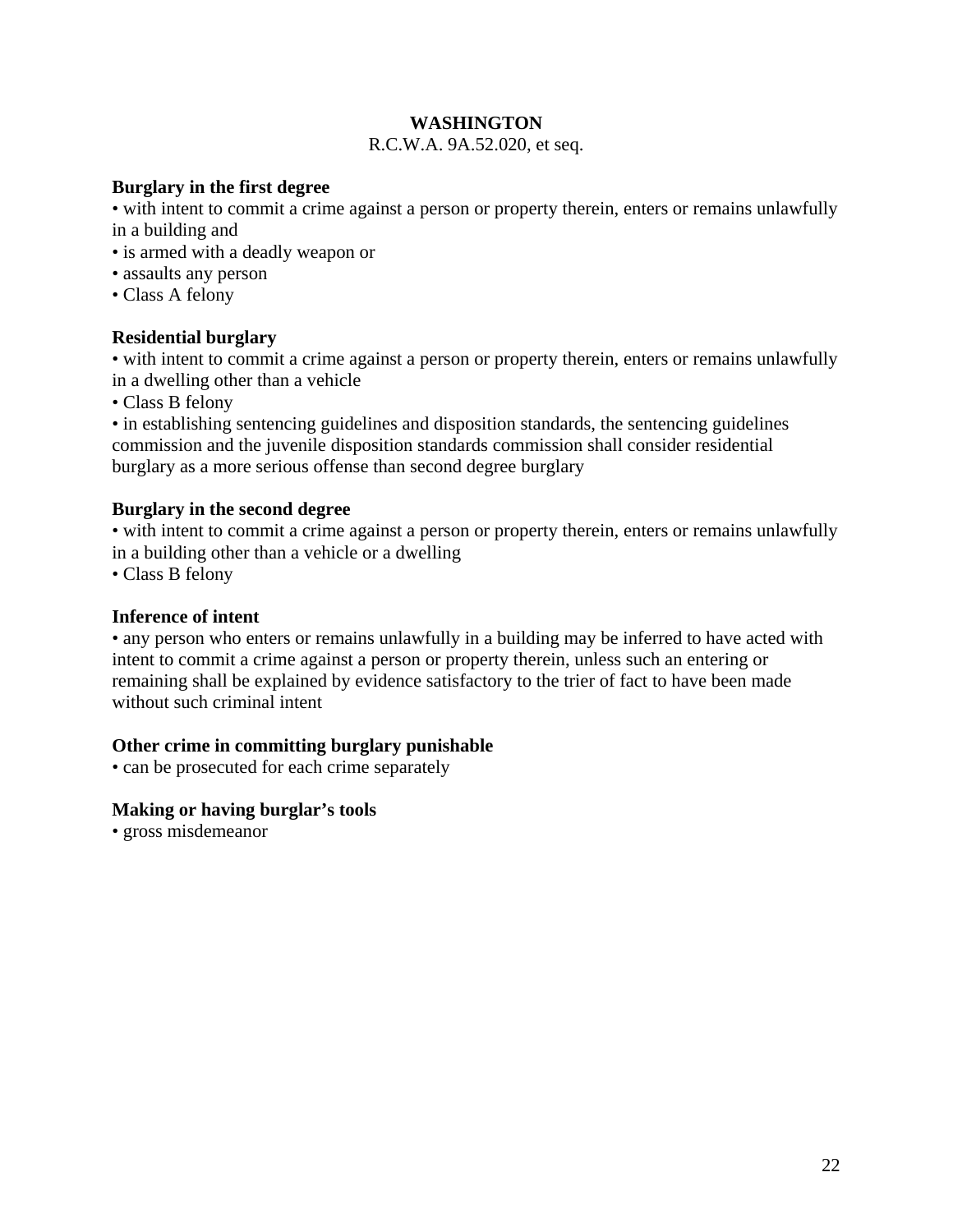# WASHINGTON

R.C.W.A. 9A.52.020, et seq.

**Burglary in the first degree**

- with intent to commit a crime against a person or property therein, enters or remains unlawfully in a building and
- is armed with a deadly weapon or
- assaults any person
- Class A felony

**Residential burglary**

- with intent to commit a crime against a person or property therein, enters or remains unlawfully in a dwelling other than a vehicle
- Class B felony
- in establishing sentencing guidelines and disposition standards, the sentencing guidelines commission and the juvenile disposition standards commission shall consider residential burglary as a more serious offense than second degree burglary

**Burglary in the second degree**

- with intent to commit a crime against a person or property therein, enters or remains unlawfully in a building other than a vehicle or a dwelling
- Class B felony

**Inference of intent**

- any person who enters or remains unlawfully in a building may be inferred to have acted with intent to commit a crime against a person or property therein, unless such an entering or remaining shall be explained by evidence satisfactory to the trier of fact to have been made without such criminal intent

**Other crime in committing burglary punishable**

- can be prosecuted for each crime separately

**Making or having burglar's tools**

- gross misdemeanor